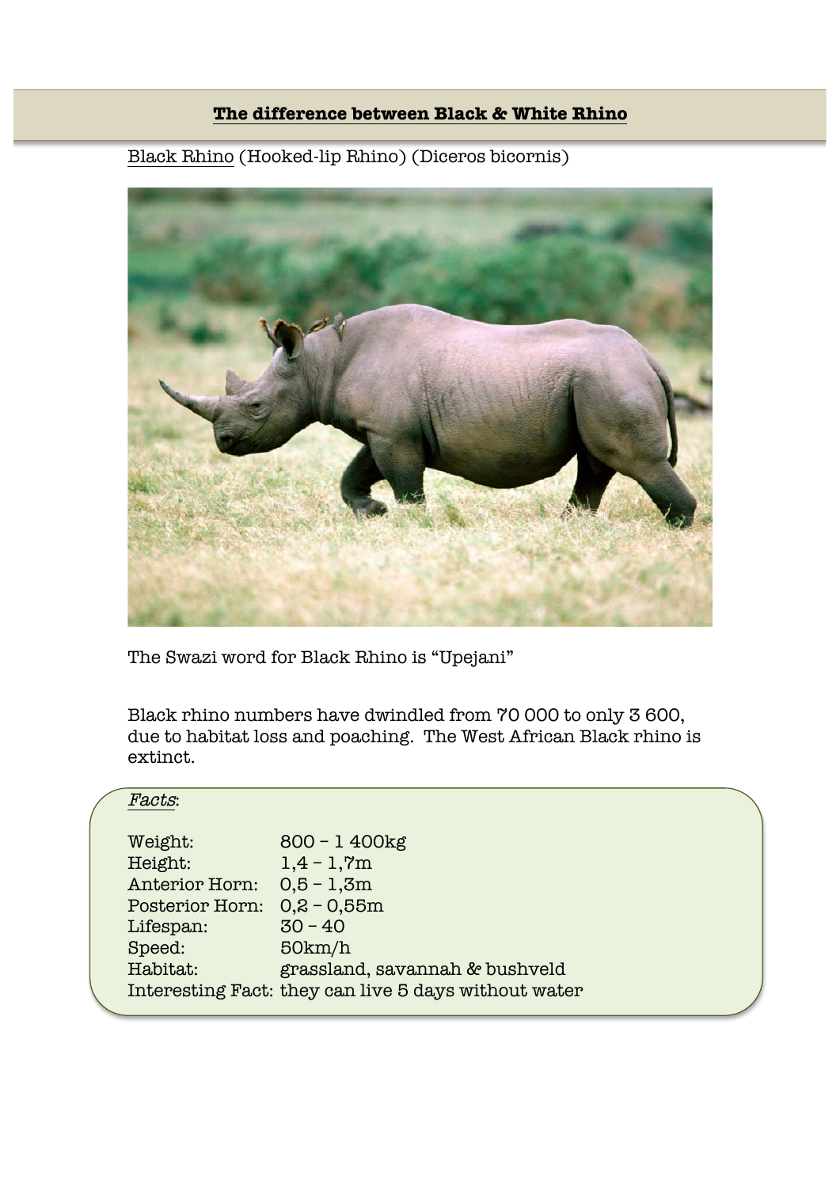# **The difference between Black & White Rhino**

Black Rhino (Hooked-lip Rhino) (Diceros bicornis)

The Swazi word for Black Rhino is "Upejani"

Black rhino numbers have dwindled from 70 000 to only 3 600, due to habitat loss and poaching. The West African Black rhino is extinct.

*Facts*:

| | |
|---|---|
| Weight: | 800 – 1 400kg |
| Height: | 1,4 – 1,7m |
| Anterior Horn: | 0,5 – 1,3m |
| Posterior Horn: | 0,2 – 0,55m |
| Lifespan: | 30 – 40 |
| Speed: | 50km/h |
| Habitat: | grassland, savannah & bushveld |
| Interesting Fact: | they can live 5 days without water |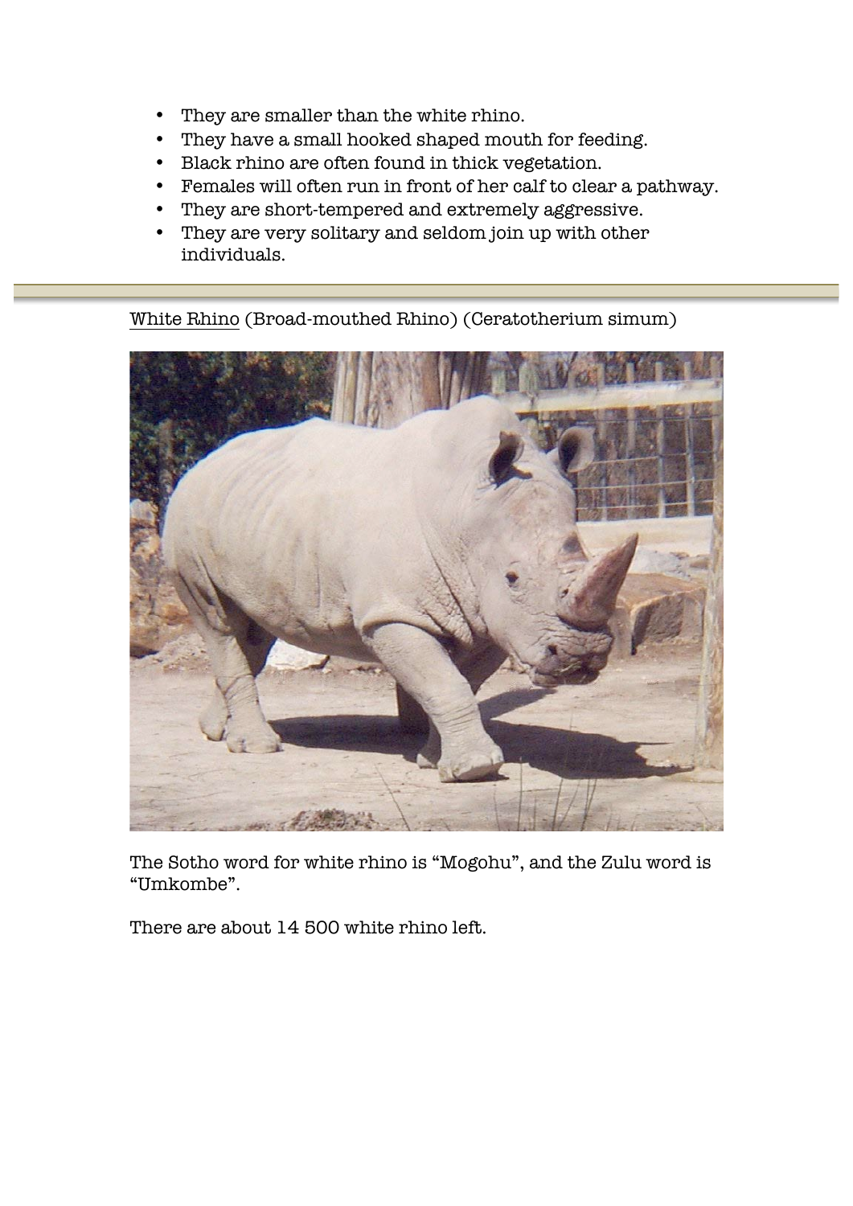- They are smaller than the white rhino.
- They have a small hooked shaped mouth for feeding.
- Black rhino are often found in thick vegetation.
- Females will often run in front of her calf to clear a pathway.
- They are short-tempered and extremely aggressive.
- They are very solitary and seldom join up with other individuals.

---

<u>White Rhino</u> (Broad-mouthed Rhino) (Ceratotherium simum)

The Sotho word for white rhino is "Mogohu", and the Zulu word is "Umkombe".

There are about 14 500 white rhino left.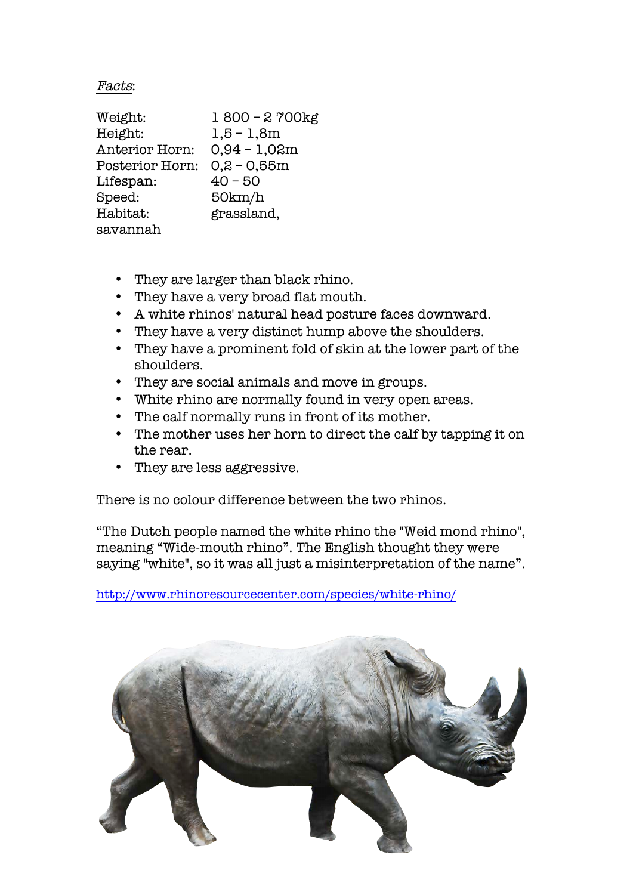*Facts*:

| | |
|---|---|
| Weight: | 1 800 – 2 700kg |
| Height: | 1,5 – 1,8m |
| Anterior Horn: | 0,94 – 1,02m |
| Posterior Horn: | 0,2 – 0,55m |
| Lifespan: | 40 – 50 |
| Speed: | 50km/h |
| Habitat: | grassland, savannah |

- They are larger than black rhino.
- They have a very broad flat mouth.
- A white rhinos' natural head posture faces downward.
- They have a very distinct hump above the shoulders.
- They have a prominent fold of skin at the lower part of the shoulders.
- They are social animals and move in groups.
- White rhino are normally found in very open areas.
- The calf normally runs in front of its mother.
- The mother uses her horn to direct the calf by tapping it on the rear.
- They are less aggressive.

There is no colour difference between the two rhinos.

"The Dutch people named the white rhino the "Weid mond rhino", meaning "Wide-mouth rhino". The English thought they were saying "white", so it was all just a misinterpretation of the name".

http://www.rhinoresourcecenter.com/species/white-rhino/